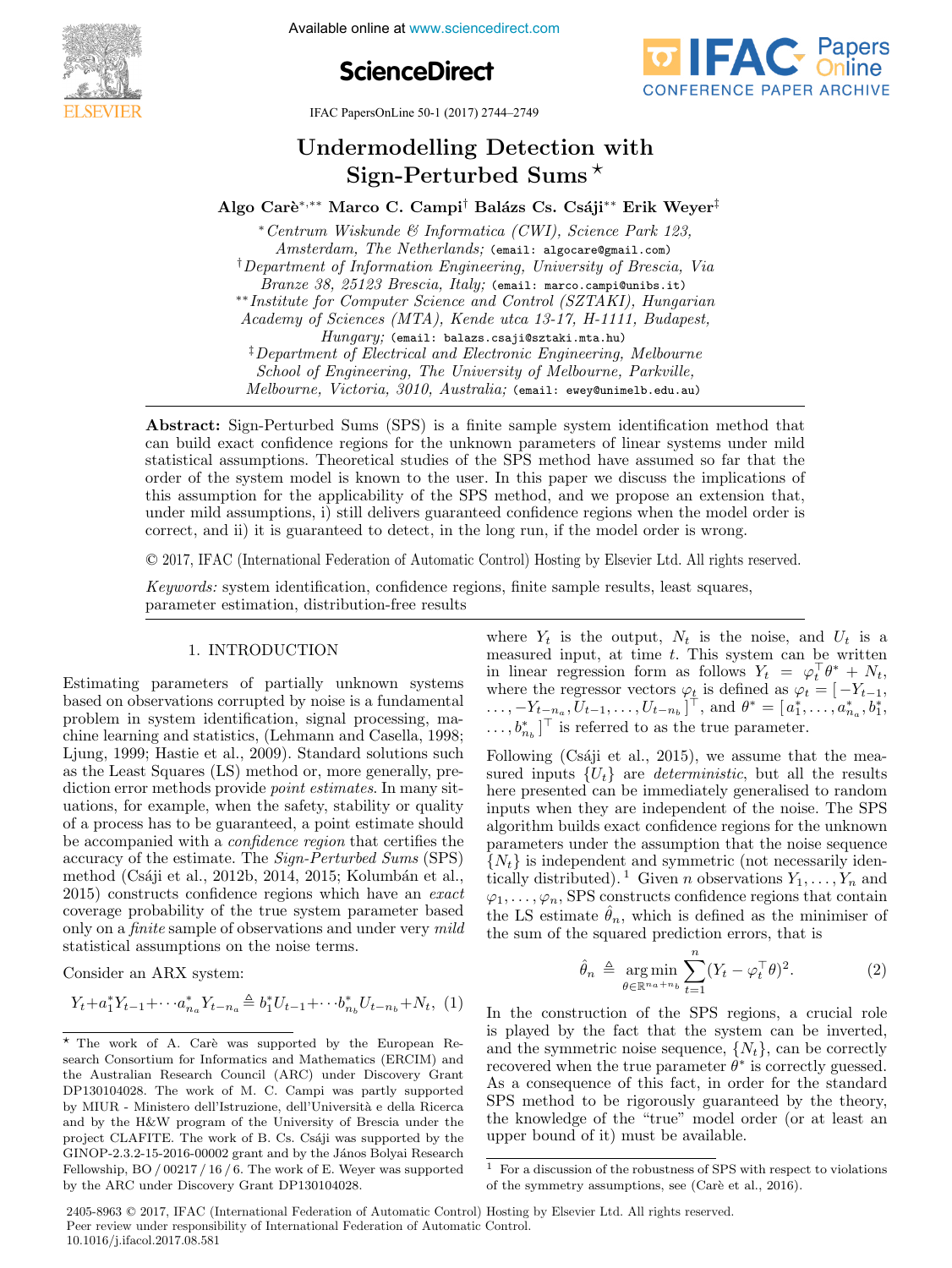# Undermodelling Detection with Sign-Perturbed Sums [⋆]

**Algo Carè [∗,∗∗] Marco C. Campi [†] Balázs Cs. Csáji [∗∗] Erik Weyer [‡]**

[∗] *Centrum Wiskunde & Informatica (CWI), Science Park 123, Amsterdam, The Netherlands;* (email: algocare@gmail.com)

[†] *Department of Information Engineering, University of Brescia, Via Branze 38, 25123 Brescia, Italy;* (email: marco.campi@unibs.it)

[∗∗] *Institute for Computer Science and Control (SZTAKI), Hungarian Academy of Sciences (MTA), Kende utca 13-17, H-1111, Budapest, Hungary;* (email: balazs.csaji@sztaki.mta.hu)

[‡] *Department of Electrical and Electronic Engineering, Melbourne School of Engineering, The University of Melbourne, Parkville, Melbourne, Victoria, 3010, Australia;* (email: ewey@unimelb.edu.au)

**Abstract:** Sign-Perturbed Sums (SPS) is a finite sample system identification method that can build exact confidence regions for the unknown parameters of linear systems under mild statistical assumptions. Theoretical studies of the SPS method have assumed so far that the order of the system model is known to the user. In this paper we discuss the implications of this assumption for the applicability of the SPS method, and we propose an extension that, under mild assumptions, i) still delivers guaranteed confidence regions when the model order is correct, and ii) it is guaranteed to detect, in the long run, if the model order is wrong.

© 2017, IFAC (International Federation of Automatic Control) Hosting by Elsevier Ltd. All rights reserved.

*Keywords:* system identification, confidence regions, finite sample results, least squares, parameter estimation, distribution-free results

## 1. INTRODUCTION

Estimating parameters of partially unknown systems based on observations corrupted by noise is a fundamental problem in system identification, signal processing, machine learning and statistics, (Lehmann and Casella, 1998; Ljung, 1999; Hastie et al., 2009). Standard solutions such as the Least Squares (LS) method or, more generally, prediction error methods provide *point estimates*. In many situations, for example, when the safety, stability or quality of a process has to be guaranteed, a point estimate should be accompanied with a *confidence region* that certifies the accuracy of the estimate. The *Sign-Perturbed Sums* (SPS) method (Csáji et al., 2012b, 2014, 2015; Kolumbán et al., 2015) constructs confidence regions which have an *exact* coverage probability of the true system parameter based only on a *finite* sample of observations and under very *mild* statistical assumptions on the noise terms.

Consider an ARX system:

$$Y_t + a_1^* Y_{t-1} + \cdots a_{n_a}^* Y_{t-n_a} \triangleq b_1^* U_{t-1} + \cdots b_{n_b}^* U_{t-n_b} + N_t, \quad (1)$$

where $Y_t$ is the output, $N_t$ is the noise, and $U_t$ is a measured input, at time $t$. This system can be written in linear regression form as follows $Y_t = \varphi_t^\top \theta^* + N_t$, where the regressor vectors $\varphi_t$ is defined as $\varphi_t = [-Y_{t-1}, \ldots, -Y_{t-n_a}, U_{t-1}, \ldots, U_{t-n_b}]^\top$, and $\theta^* = [a_1^*, \ldots, a_{n_a}^*, b_1^*, \ldots, b_{n_b}^*]^\top$ is referred to as the true parameter.

Following (Csáji et al., 2015), we assume that the measured inputs $\{U_t\}$ are *deterministic*, but all the results here presented can be immediately generalised to random inputs when they are independent of the noise. The SPS algorithm builds exact confidence regions for the unknown parameters under the assumption that the noise sequence $\{N_t\}$ is independent and symmetric (not necessarily identically distributed).[1] Given $n$ observations $Y_1, \ldots, Y_n$ and $\varphi_1, \ldots, \varphi_n$, SPS constructs confidence regions that contain the LS estimate $\hat{\theta}_n$, which is defined as the minimiser of the sum of the squared prediction errors, that is

$$\hat{\theta}_n \triangleq \operatorname*{arg\,min}_{\theta \in \mathbb{R}^{n_a+n_b}} \sum_{t=1}^{n} (Y_t - \varphi_t^\top \theta)^2. \quad (2)$$

In the construction of the SPS regions, a crucial role is played by the fact that the system can be inverted, and the symmetric noise sequence, $\{N_t\}$, can be correctly recovered when the true parameter $\theta^*$ is correctly guessed. As a consequence of this fact, in order for the standard SPS method to be rigorously guaranteed by the theory, the knowledge of the "true" model order (or at least an upper bound of it) must be available.

[⋆] The work of A. Carè was supported by the European Research Consortium for Informatics and Mathematics (ERCIM) and the Australian Research Council (ARC) under Discovery Grant DP130104028. The work of M. C. Campi was partly supported by MIUR - Ministero dell'Istruzione, dell'Università e della Ricerca and by the H&W program of the University of Brescia under the project CLAFITE. The work of B. Cs. Csáji was supported by the GINOP-2.3.2-15-2016-00002 grant and by the János Bolyai Research Fellowship, BO / 00217 / 16 / 6. The work of E. Weyer was supported by the ARC under Discovery Grant DP130104028.

[1] For a discussion of the robustness of SPS with respect to violations of the symmetry assumptions, see (Carè et al., 2016).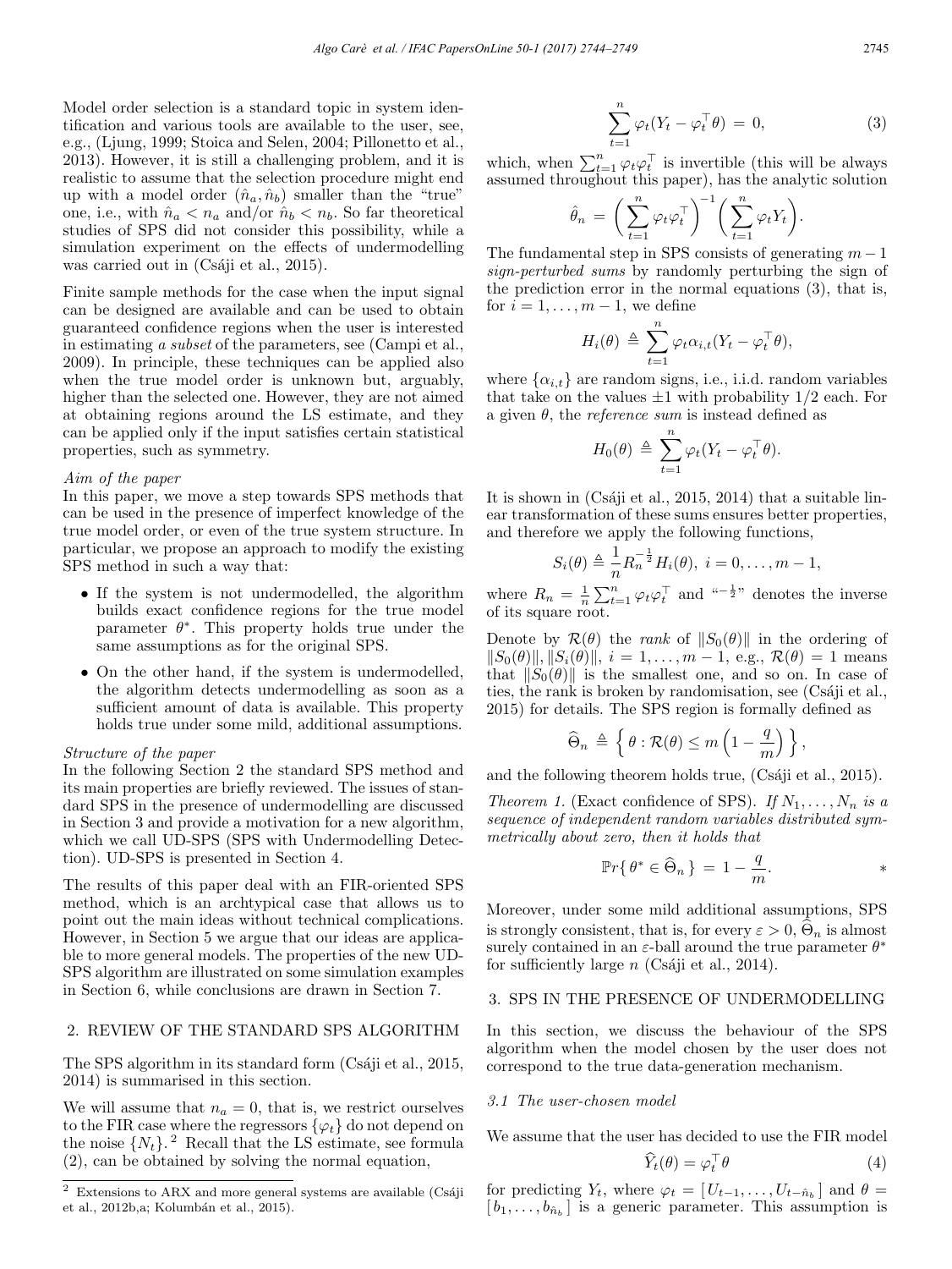Model order selection is a standard topic in system identification and various tools are available to the user, see, e.g., (Ljung, 1999; Stoica and Selen, 2004; Pillonetto et al., 2013). However, it is still a challenging problem, and it is realistic to assume that the selection procedure might end up with a model order $(\hat{n}_a, \hat{n}_b)$ smaller than the "true" one, i.e., with $\hat{n}_a < n_a$ and/or $\hat{n}_b < n_b$. So far theoretical studies of SPS did not consider this possibility, while a simulation experiment on the effects of undermodelling was carried out in (Csáji et al., 2015).

Finite sample methods for the case when the input signal can be designed are available and can be used to obtain guaranteed confidence regions when the user is interested in estimating *a subset* of the parameters, see (Campi et al., 2009). In principle, these techniques can be applied also when the true model order is unknown but, arguably, higher than the selected one. However, they are not aimed at obtaining regions around the LS estimate, and they can be applied only if the input satisfies certain statistical properties, such as symmetry.

*Aim of the paper*

In this paper, we move a step towards SPS methods that can be used in the presence of imperfect knowledge of the true model order, or even of the true system structure. In particular, we propose an approach to modify the existing SPS method in such a way that:

- If the system is not undermodelled, the algorithm builds exact confidence regions for the true model parameter $\theta^*$. This property holds true under the same assumptions as for the original SPS.
- On the other hand, if the system is undermodelled, the algorithm detects undermodelling as soon as a sufficient amount of data is available. This property holds true under some mild, additional assumptions.

*Structure of the paper*

In the following Section 2 the standard SPS method and its main properties are briefly reviewed. The issues of standard SPS in the presence of undermodelling are discussed in Section 3 and provide a motivation for a new algorithm, which we call UD-SPS (SPS with Undermodelling Detection). UD-SPS is presented in Section 4.

The results of this paper deal with an FIR-oriented SPS method, which is an archtypical case that allows us to point out the main ideas without technical complications. However, in Section 5 we argue that our ideas are applicable to more general models. The properties of the new UD-SPS algorithm are illustrated on some simulation examples in Section 6, while conclusions are drawn in Section 7.

## 2. REVIEW OF THE STANDARD SPS ALGORITHM

The SPS algorithm in its standard form (Csáji et al., 2015, 2014) is summarised in this section.

We will assume that $n_a = 0$, that is, we restrict ourselves to the FIR case where the regressors $\{\varphi_t\}$ do not depend on the noise $\{N_t\}$.[2] Recall that the LS estimate, see formula (2), can be obtained by solving the normal equation,

$$\sum_{t=1}^{n} \varphi_t (Y_t - \varphi_t^\top \theta) = 0, \tag{3}$$

which, when $\sum_{t=1}^{n} \varphi_t \varphi_t^\top$ is invertible (this will be always assumed throughout this paper), has the analytic solution

$$\hat{\theta}_n = \left( \sum_{t=1}^{n} \varphi_t \varphi_t^\top \right)^{-1} \left( \sum_{t=1}^{n} \varphi_t Y_t \right).$$

The fundamental step in SPS consists of generating $m-1$ *sign-perturbed sums* by randomly perturbing the sign of the prediction error in the normal equations (3), that is, for $i = 1, \ldots, m-1$, we define

$$H_i(\theta) \triangleq \sum_{t=1}^{n} \varphi_t \alpha_{i,t} (Y_t - \varphi_t^\top \theta),$$

where $\{\alpha_{i,t}\}$ are random signs, i.e., i.i.d. random variables that take on the values $\pm 1$ with probability $1/2$ each. For a given $\theta$, the *reference sum* is instead defined as

$$H_0(\theta) \triangleq \sum_{t=1}^{n} \varphi_t (Y_t - \varphi_t^\top \theta).$$

It is shown in (Csáji et al., 2015, 2014) that a suitable linear transformation of these sums ensures better properties, and therefore we apply the following functions,

$$S_i(\theta) \triangleq \frac{1}{n} R_n^{-\frac{1}{2}} H_i(\theta), \; i = 0, \ldots, m-1,$$

where $R_n = \frac{1}{n} \sum_{t=1}^{n} \varphi_t \varphi_t^\top$ and "$-\frac{1}{2}$" denotes the inverse of its square root.

Denote by $\mathcal{R}(\theta)$ the *rank* of $\|S_0(\theta)\|$ in the ordering of $\|S_0(\theta)\|, \|S_i(\theta)\|$, $i = 1, \ldots, m-1$, e.g., $\mathcal{R}(\theta) = 1$ means that $\|S_0(\theta)\|$ is the smallest one, and so on. In case of ties, the rank is broken by randomisation, see (Csáji et al., 2015) for details. The SPS region is formally defined as

$$\widehat{\Theta}_n \triangleq \left\{ \theta : \mathcal{R}(\theta) \leq m \left( 1 - \frac{q}{m} \right) \right\},$$

and the following theorem holds true, (Csáji et al., 2015).

*Theorem 1.* (Exact confidence of SPS). *If $N_1, \ldots, N_n$ is a sequence of independent random variables distributed symmetrically about zero, then it holds that*

$$\mathbb{P}r\{ \theta^* \in \widehat{\Theta}_n \} = 1 - \frac{q}{m}. \qquad *$$

Moreover, under some mild additional assumptions, SPS is strongly consistent, that is, for every $\varepsilon > 0$, $\widehat{\Theta}_n$ is almost surely contained in an $\varepsilon$-ball around the true parameter $\theta^*$ for sufficiently large $n$ (Csáji et al., 2014).

## 3. SPS IN THE PRESENCE OF UNDERMODELLING

In this section, we discuss the behaviour of the SPS algorithm when the model chosen by the user does not correspond to the true data-generation mechanism.

### 3.1 The user-chosen model

We assume that the user has decided to use the FIR model

$$\widehat{Y}_t(\theta) = \varphi_t^\top \theta \tag{4}$$

for predicting $Y_t$, where $\varphi_t = [\, U_{t-1}, \ldots, U_{t-\hat{n}_b} \,]$ and $\theta = [\, b_1, \ldots, b_{\hat{n}_b} \,]$ is a generic parameter. This assumption is

[2] Extensions to ARX and more general systems are available (Csáji et al., 2012b,a; Kolumbán et al., 2015).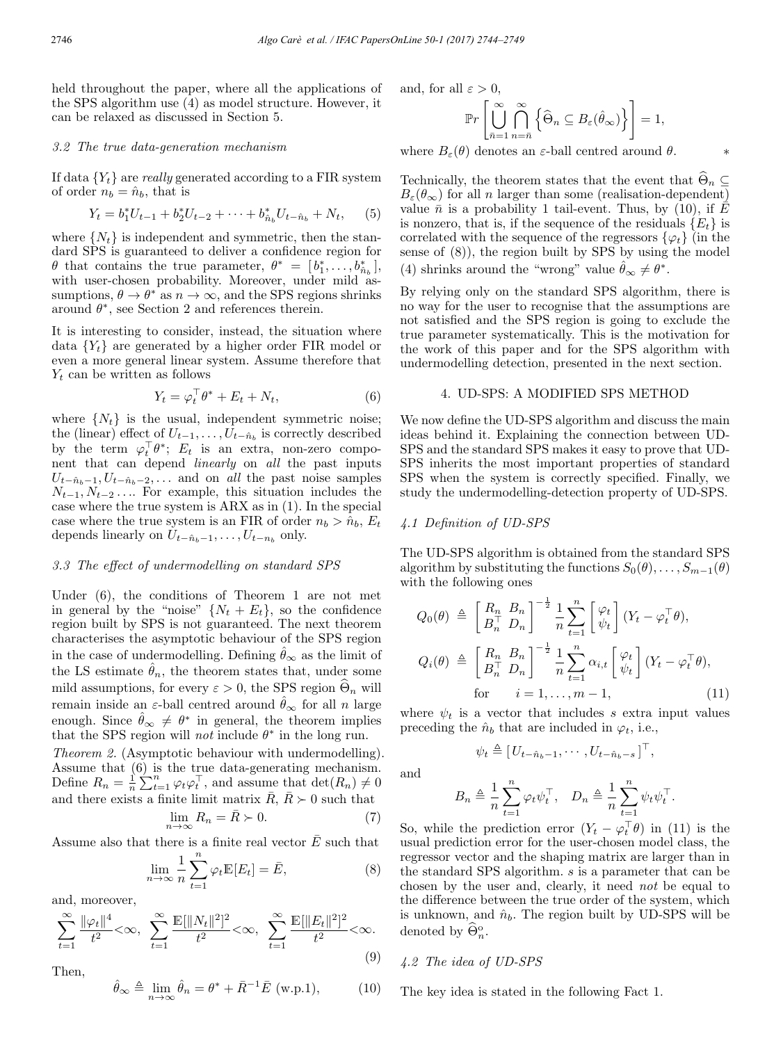held throughout the paper, where all the applications of the SPS algorithm use (4) as model structure. However, it can be relaxed as discussed in Section 5.

### 3.2 The true data-generation mechanism

If data $\{Y_t\}$ are *really* generated according to a FIR system of order $n_b = \hat{n}_b$, that is

$$Y_t = b_1^* U_{t-1} + b_2^* U_{t-2} + \cdots + b_{\hat{n}_b}^* U_{t-\hat{n}_b} + N_t, \quad (5)$$

where $\{N_t\}$ is independent and symmetric, then the standard SPS is guaranteed to deliver a confidence region for $\theta$ that contains the true parameter, $\theta^* = [b_1^*, \ldots, b_{\hat{n}_b}^*]$, with user-chosen probability. Moreover, under mild assumptions, $\theta \to \theta^*$ as $n \to \infty$, and the SPS regions shrinks around $\theta^*$, see Section 2 and references therein.

It is interesting to consider, instead, the situation where data $\{Y_t\}$ are generated by a higher order FIR model or even a more general linear system. Assume therefore that $Y_t$ can be written as follows

$$Y_t = \varphi_t^\top \theta^* + E_t + N_t, \quad (6)$$

where $\{N_t\}$ is the usual, independent symmetric noise; the (linear) effect of $U_{t-1}, \ldots, U_{t-\hat{n}_b}$ is correctly described by the term $\varphi_t^\top \theta^*$; $E_t$ is an extra, non-zero component that can depend *linearly* on *all* the past inputs $U_{t-\hat{n}_b-1}, U_{t-\hat{n}_b-2}, \ldots$ and on *all* the past noise samples $N_{t-1}, N_{t-2} \ldots$. For example, this situation includes the case where the true system is ARX as in (1). In the special case where the true system is an FIR of order $n_b > \hat{n}_b$, $E_t$ depends linearly on $U_{t-\hat{n}_b-1}, \ldots, U_{t-n_b}$ only.

### 3.3 The effect of undermodelling on standard SPS

Under (6), the conditions of Theorem 1 are not met in general by the "noise" $\{N_t + E_t\}$, so the confidence region built by SPS is not guaranteed. The next theorem characterises the asymptotic behaviour of the SPS region in the case of undermodelling. Defining $\hat{\theta}_\infty$ as the limit of the LS estimate $\hat{\theta}_n$, the theorem states that, under some mild assumptions, for every $\varepsilon > 0$, the SPS region $\widehat{\Theta}_n$ will remain inside an $\varepsilon$-ball centred around $\hat{\theta}_\infty$ for all $n$ large enough. Since $\hat{\theta}_\infty \neq \theta^*$ in general, the theorem implies that the SPS region will *not* include $\theta^*$ in the long run.

*Theorem 2.* (Asymptotic behaviour with undermodelling). Assume that (6) is the true data-generating mechanism. Define $R_n = \frac{1}{n}\sum_{t=1}^n \varphi_t \varphi_t^\top$, and assume that $\det(R_n) \neq 0$ and there exists a finite limit matrix $\bar{R}$, $\bar{R} \succ 0$ such that

$$\lim_{n\to\infty} R_n = \bar{R} \succ 0. \quad (7)$$

Assume also that there is a finite real vector $\bar{E}$ such that

$$\lim_{n\to\infty} \frac{1}{n}\sum_{t=1}^n \varphi_t \mathbb{E}[E_t] = \bar{E}, \quad (8)$$

and, moreover,

$$\sum_{t=1}^\infty \frac{\|\varphi_t\|^4}{t^2} < \infty, \ \ \sum_{t=1}^\infty \frac{\mathbb{E}[\|N_t\|^2]^2}{t^2} < \infty, \ \ \sum_{t=1}^\infty \frac{\mathbb{E}[\|E_t\|^2]^2}{t^2} < \infty. \quad (9)$$

Then,

$$\hat{\theta}_\infty \triangleq \lim_{n\to\infty} \hat{\theta}_n = \theta^* + \bar{R}^{-1}\bar{E} \text{ (w.p.1)}, \quad (10)$$

and, for all $\varepsilon > 0$,

$$\mathbb{P}r\left[\bigcup_{\bar{n}=1}^\infty \bigcap_{n=\bar{n}}^\infty \left\{\widehat{\Theta}_n \subseteq B_\varepsilon(\hat{\theta}_\infty)\right\}\right] = 1,$$

where $B_\varepsilon(\theta)$ denotes an $\varepsilon$-ball centred around $\theta$. $\quad *$

Technically, the theorem states that the event that $\widehat{\Theta}_n \subseteq B_\varepsilon(\theta_\infty)$ for all $n$ larger than some (realisation-dependent) value $\bar{n}$ is a probability 1 tail-event. Thus, by (10), if $\bar{E}$ is nonzero, that is, if the sequence of the residuals $\{E_t\}$ is correlated with the sequence of the regressors $\{\varphi_t\}$ (in the sense of (8)), the region built by SPS by using the model (4) shrinks around the "wrong" value $\hat{\theta}_\infty \neq \theta^*$.

By relying only on the standard SPS algorithm, there is no way for the user to recognise that the assumptions are not satisfied and the SPS region is going to exclude the true parameter systematically. This is the motivation for the work of this paper and for the SPS algorithm with undermodelling detection, presented in the next section.

## 4. UD-SPS: A MODIFIED SPS METHOD

We now define the UD-SPS algorithm and discuss the main ideas behind it. Explaining the connection between UD-SPS and the standard SPS makes it easy to prove that UD-SPS inherits the most important properties of standard SPS when the system is correctly specified. Finally, we study the undermodelling-detection property of UD-SPS.

### 4.1 Definition of UD-SPS

The UD-SPS algorithm is obtained from the standard SPS algorithm by substituting the functions $S_0(\theta), \ldots, S_{m-1}(\theta)$ with the following ones

$$Q_0(\theta) \triangleq \begin{bmatrix} R_n & B_n \\ B_n^\top & D_n \end{bmatrix}^{-\frac{1}{2}} \frac{1}{n}\sum_{t=1}^n \begin{bmatrix} \varphi_t \\ \psi_t \end{bmatrix} (Y_t - \varphi_t^\top \theta),$$

$$Q_i(\theta) \triangleq \begin{bmatrix} R_n & B_n \\ B_n^\top & D_n \end{bmatrix}^{-\frac{1}{2}} \frac{1}{n}\sum_{t=1}^n \alpha_{i,t} \begin{bmatrix} \varphi_t \\ \psi_t \end{bmatrix} (Y_t - \varphi_t^\top \theta),$$

$$\text{for} \qquad i = 1, \ldots, m-1, \quad (11)$$

where $\psi_t$ is a vector that includes $s$ extra input values preceding the $\hat{n}_b$ that are included in $\varphi_t$, i.e.,

$$\psi_t \triangleq [U_{t-\hat{n}_b-1}, \cdots, U_{t-\hat{n}_b-s}]^\top,$$

and

$$B_n \triangleq \frac{1}{n}\sum_{t=1}^n \varphi_t \psi_t^\top, \quad D_n \triangleq \frac{1}{n}\sum_{t=1}^n \psi_t \psi_t^\top.$$

So, while the prediction error $(Y_t - \varphi_t^\top \theta)$ in (11) is the usual prediction error for the user-chosen model class, the regressor vector and the shaping matrix are larger than in the standard SPS algorithm. $s$ is a parameter that can be chosen by the user and, clearly, it need *not* be equal to the difference between the true order of the system, which is unknown, and $\hat{n}_b$. The region built by UD-SPS will be denoted by $\widehat{\Theta}_n^\circ$.

### 4.2 The idea of UD-SPS

The key idea is stated in the following Fact 1.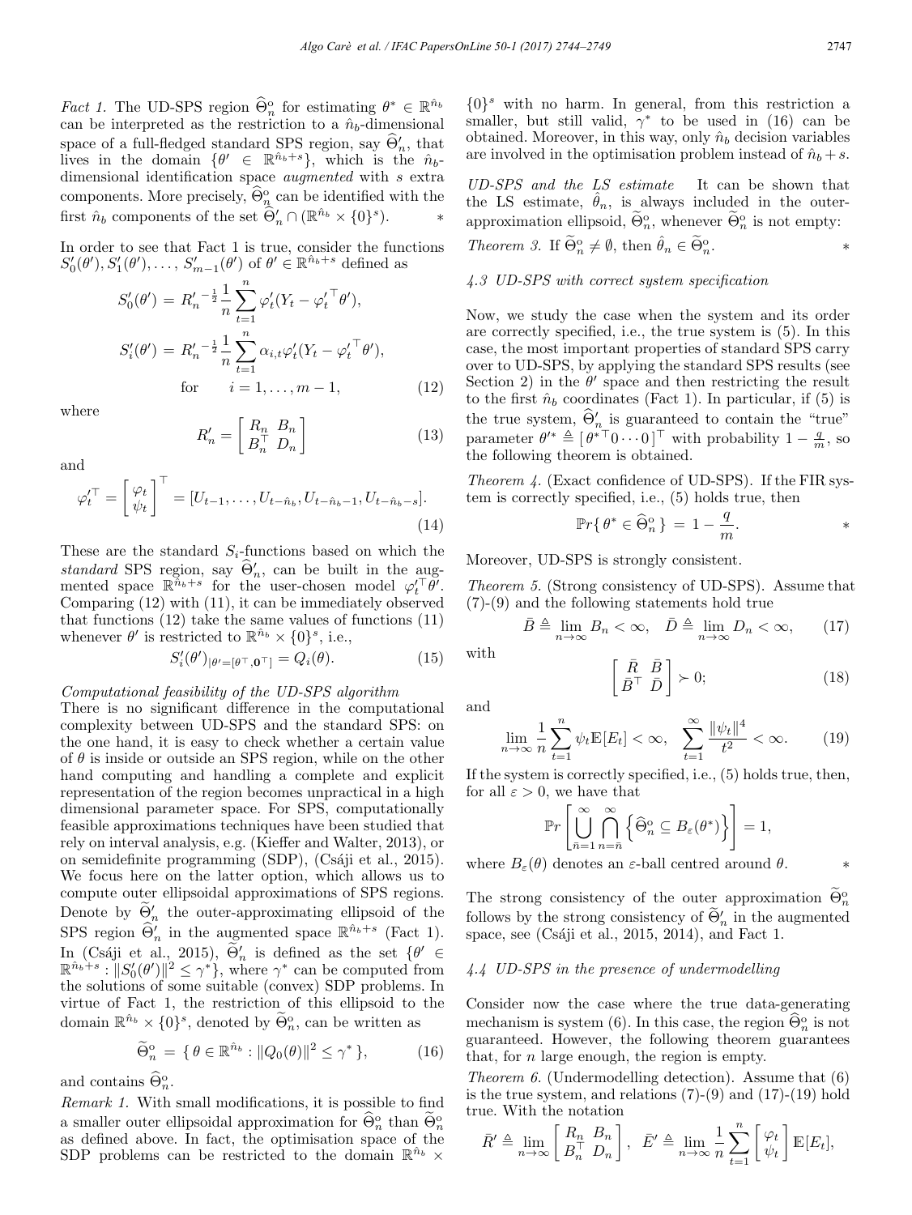*Fact 1.* The UD-SPS region $\widehat{\Theta}^{\text{o}}_n$ for estimating $\theta^* \in \mathbb{R}^{\hat{n}_b}$ can be interpreted as the restriction to a $\hat{n}_b$-dimensional space of a full-fledged standard SPS region, say $\widehat{\Theta}'_n$, that lives in the domain $\{\theta' \in \mathbb{R}^{\hat{n}_b+s}\}$, which is the $\hat{n}_b$-dimensional identification space *augmented* with $s$ extra components. More precisely, $\widehat{\Theta}^{\text{o}}_n$ can be identified with the first $\hat{n}_b$ components of the set $\widehat{\Theta}'_n \cap (\mathbb{R}^{\hat{n}_b} \times \{0\}^s)$. $\ast$

In order to see that Fact 1 is true, consider the functions $S'_0(\theta'), S'_1(\theta'), \ldots, S'_{m-1}(\theta')$ of $\theta' \in \mathbb{R}^{\hat{n}_b+s}$ defined as

$$
\begin{aligned}
S'_0(\theta') &= R'_n{}^{-\frac{1}{2}} \frac{1}{n} \sum_{t=1}^{n} \varphi'_t (Y_t - \varphi'_t{}^{\top} \theta'), \\
S'_i(\theta') &= R'_n{}^{-\frac{1}{2}} \frac{1}{n} \sum_{t=1}^{n} \alpha_{i,t} \varphi'_t (Y_t - \varphi'_t{}^{\top} \theta'), \\
&\text{for} \qquad i = 1, \ldots, m-1,
\end{aligned}
\tag{12}
$$

where

$$
R'_n = \begin{bmatrix} R_n & B_n \\ B_n^{\top} & D_n \end{bmatrix}
\tag{13}
$$

and

$$
\varphi'_t{}^{\top} = \begin{bmatrix} \varphi_t \\ \psi_t \end{bmatrix}^{\top} = [U_{t-1}, \ldots, U_{t-\hat{n}_b}, U_{t-\hat{n}_b-1}, U_{t-\hat{n}_b-s}].
\tag{14}
$$

These are the standard $S_i$-functions based on which the *standard* SPS region, say $\widehat{\Theta}'_n$, can be built in the augmented space $\mathbb{R}^{\hat{n}_b+s}$ for the user-chosen model $\varphi'_t{}^{\top}\theta'$. Comparing (12) with (11), it can be immediately observed that functions (12) take the same values of functions (11) whenever $\theta'$ is restricted to $\mathbb{R}^{\hat{n}_b} \times \{0\}^s$, i.e.,

$$
S'_i(\theta')_{|\theta' = [\theta^{\top}, \mathbf{0}^{\top}]} = Q_i(\theta).
\tag{15}
$$

*Computational feasibility of the UD-SPS algorithm*
There is no significant difference in the computational complexity between UD-SPS and the standard SPS: on the one hand, it is easy to check whether a certain value of $\theta$ is inside or outside an SPS region, while on the other hand computing and handling a complete and explicit representation of the region becomes unpractical in a high dimensional parameter space. For SPS, computationally feasible approximations techniques have been studied that rely on interval analysis, e.g. (Kieffer and Walter, 2013), or on semidefinite programming (SDP), (Csáji et al., 2015). We focus here on the latter option, which allows us to compute outer ellipsoidal approximations of SPS regions. Denote by $\widetilde{\Theta}'_n$ the outer-approximating ellipsoid of the SPS region $\widehat{\Theta}'_n$ in the augmented space $\mathbb{R}^{\hat{n}_b+s}$ (Fact 1). In (Csáji et al., 2015), $\widetilde{\Theta}'_n$ is defined as the set $\{\theta' \in \mathbb{R}^{\hat{n}_b+s} : \|S'_0(\theta')\|^2 \leq \gamma^*\}$, where $\gamma^*$ can be computed from the solutions of some suitable (convex) SDP problems. In virtue of Fact 1, the restriction of this ellipsoid to the domain $\mathbb{R}^{\hat{n}_b} \times \{0\}^s$, denoted by $\widetilde{\Theta}^{\text{o}}_n$, can be written as

$$
\widetilde{\Theta}^{\text{o}}_n = \{\, \theta \in \mathbb{R}^{\hat{n}_b} : \|Q_0(\theta)\|^2 \leq \gamma^* \,\},
\tag{16}
$$

and contains $\widehat{\Theta}^{\text{o}}_n$.

*Remark 1.* With small modifications, it is possible to find a smaller outer ellipsoidal approximation for $\widehat{\Theta}^{\text{o}}_n$ than $\widetilde{\Theta}^{\text{o}}_n$ as defined above. In fact, the optimisation space of the SDP problems can be restricted to the domain $\mathbb{R}^{\hat{n}_b} \times \{0\}^s$ with no harm. In general, from this restriction a smaller, but still valid, $\gamma^*$ to be used in (16) can be obtained. Moreover, in this way, only $\hat{n}_b$ decision variables are involved in the optimisation problem instead of $\hat{n}_b + s$.

*UD-SPS and the LS estimate* It can be shown that the LS estimate, $\hat{\theta}_n$, is always included in the outer-approximation ellipsoid, $\widetilde{\Theta}^{\text{o}}_n$, whenever $\widetilde{\Theta}^{\text{o}}_n$ is not empty:

*Theorem 3.* If $\widetilde{\Theta}^{\text{o}}_n \neq \emptyset$, then $\hat{\theta}_n \in \widetilde{\Theta}^{\text{o}}_n$. $\ast$

### *4.3 UD-SPS with correct system specification*

Now, we study the case when the system and its order are correctly specified, i.e., the true system is (5). In this case, the most important properties of standard SPS carry over to UD-SPS, by applying the standard SPS results (see Section 2) in the $\theta'$ space and then restricting the result to the first $\hat{n}_b$ coordinates (Fact 1). In particular, if (5) is the true system, $\widehat{\Theta}'_n$ is guaranteed to contain the "true" parameter $\theta'^* \triangleq [\,\theta^{*\top} 0 \cdots 0\,]^{\top}$ with probability $1 - \frac{q}{m}$, so the following theorem is obtained.

*Theorem 4.* (Exact confidence of UD-SPS). If the FIR system is correctly specified, i.e., (5) holds true, then

$$
\mathbb{P}r\{\, \theta^* \in \widehat{\Theta}^{\text{o}}_n \,\} = 1 - \frac{q}{m}. \qquad \ast
$$

Moreover, UD-SPS is strongly consistent.

*Theorem 5.* (Strong consistency of UD-SPS). Assume that (7)-(9) and the following statements hold true

$$
\bar{B} \triangleq \lim_{n\to\infty} B_n < \infty, \quad \bar{D} \triangleq \lim_{n\to\infty} D_n < \infty,
\tag{17}
$$

with

$$
\begin{bmatrix} \bar{R} & \bar{B} \\ \bar{B}^{\top} & \bar{D} \end{bmatrix} \succ 0;
\tag{18}
$$

and

$$
\lim_{n\to\infty} \frac{1}{n} \sum_{t=1}^{n} \psi_t \mathbb{E}[E_t] < \infty, \quad \sum_{t=1}^{\infty} \frac{\|\psi_t\|^4}{t^2} < \infty.
\tag{19}
$$

If the system is correctly specified, i.e., (5) holds true, then, for all $\varepsilon > 0$, we have that

$$
\mathbb{P}r\left[ \bigcup_{\bar{n}=1}^{\infty} \bigcap_{n=\bar{n}}^{\infty} \left\{ \widehat{\Theta}^{\text{o}}_n \subseteq B_{\varepsilon}(\theta^*) \right\} \right] = 1,
$$

where $B_{\varepsilon}(\theta)$ denotes an $\varepsilon$-ball centred around $\theta$. $\ast$

The strong consistency of the outer approximation $\widetilde{\Theta}^{\text{o}}_n$ follows by the strong consistency of $\widetilde{\Theta}'_n$ in the augmented space, see (Csáji et al., 2015, 2014), and Fact 1.

### *4.4 UD-SPS in the presence of undermodelling*

Consider now the case where the true data-generating mechanism is system (6). In this case, the region $\widehat{\Theta}^{\text{o}}_n$ is not guaranteed. However, the following theorem guarantees that, for $n$ large enough, the region is empty.

*Theorem 6.* (Undermodelling detection). Assume that (6) is the true system, and relations (7)-(9) and (17)-(19) hold true. With the notation

$$
\bar{R}' \triangleq \lim_{n\to\infty} \begin{bmatrix} R_n & B_n \\ B_n^{\top} & D_n \end{bmatrix}, \quad \bar{E}' \triangleq \lim_{n\to\infty} \frac{1}{n} \sum_{t=1}^{n} \begin{bmatrix} \varphi_t \\ \psi_t \end{bmatrix} \mathbb{E}[E_t],
$$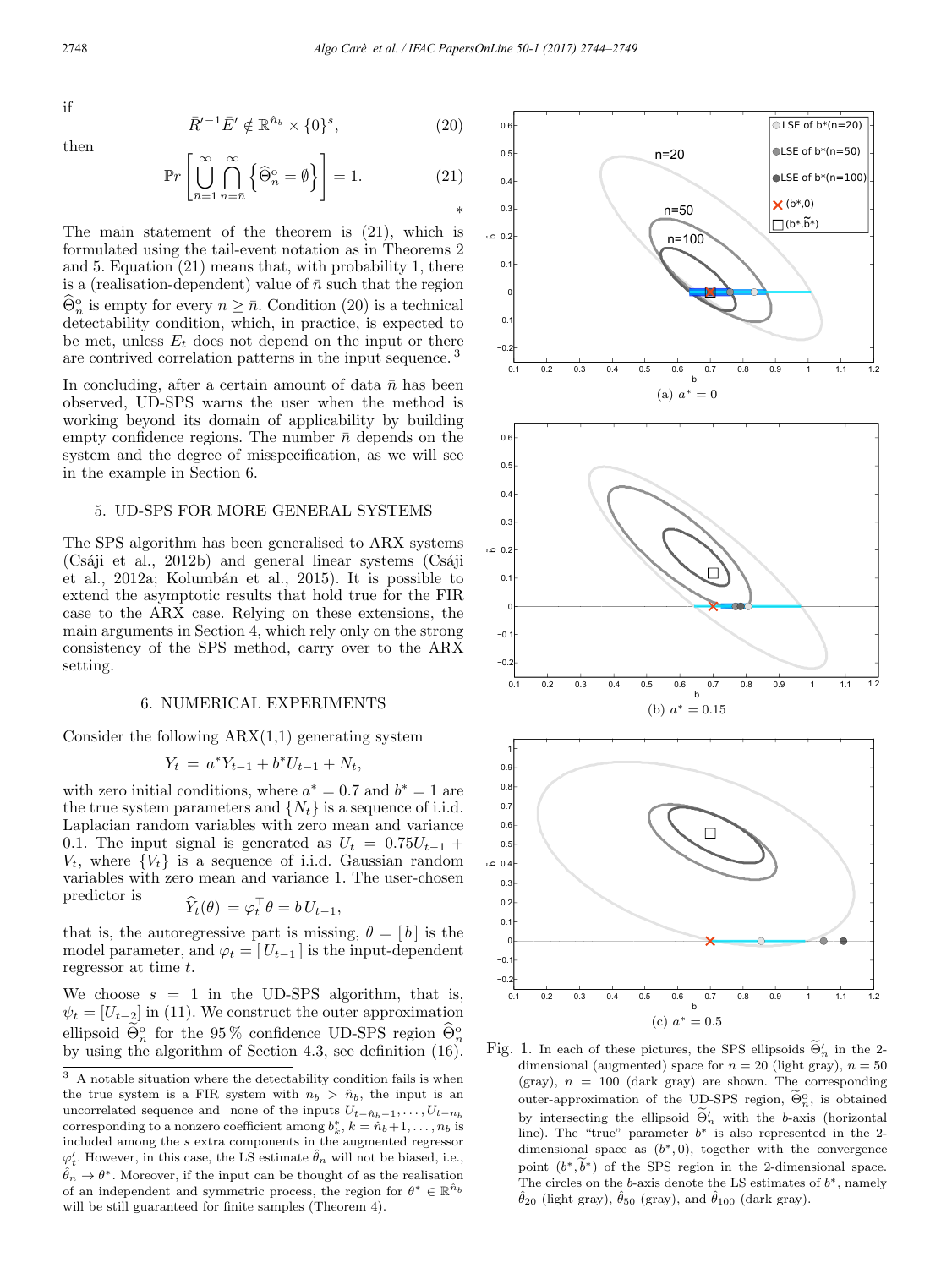if

$$\bar{R}'^{-1}\bar{E}' \notin \mathbb{R}^{\hat{n}_b} \times \{0\}^s, \tag{20}$$

then

$$\mathbb{P}r\left[\bigcup_{\bar{n}=1}^{\infty}\bigcap_{n=\bar{n}}^{\infty}\left\{\widehat{\Theta}_n^{\circ} = \emptyset\right\}\right] = 1. \tag{21}$$

*

The main statement of the theorem is (21), which is formulated using the tail-event notation as in Theorems 2 and 5. Equation (21) means that, with probability 1, there is a (realisation-dependent) value of $\bar{n}$ such that the region $\widehat{\Theta}_n^{\circ}$ is empty for every $n \geq \bar{n}$. Condition (20) is a technical detectability condition, which, in practice, is expected to be met, unless $E_t$ does not depend on the input or there are contrived correlation patterns in the input sequence. [3]

In concluding, after a certain amount of data $\bar{n}$ has been observed, UD-SPS warns the user when the method is working beyond its domain of applicability by building empty confidence regions. The number $\bar{n}$ depends on the system and the degree of misspecification, as we will see in the example in Section 6.

## 5. UD-SPS FOR MORE GENERAL SYSTEMS

The SPS algorithm has been generalised to ARX systems (Csáji et al., 2012b) and general linear systems (Csáji et al., 2012a; Kolumbán et al., 2015). It is possible to extend the asymptotic results that hold true for the FIR case to the ARX case. Relying on these extensions, the main arguments in Section 4, which rely only on the strong consistency of the SPS method, carry over to the ARX setting.

## 6. NUMERICAL EXPERIMENTS

Consider the following ARX(1,1) generating system

$$Y_t = a^* Y_{t-1} + b^* U_{t-1} + N_t,$$

with zero initial conditions, where $a^* = 0.7$ and $b^* = 1$ are the true system parameters and $\{N_t\}$ is a sequence of i.i.d. Laplacian random variables with zero mean and variance 0.1. The input signal is generated as $U_t = 0.75U_{t-1} + V_t$, where $\{V_t\}$ is a sequence of i.i.d. Gaussian random variables with zero mean and variance 1. The user-chosen predictor is

$$\widehat{Y}_t(\theta) = \varphi_t^\top \theta = b\, U_{t-1},$$

that is, the autoregressive part is missing, $\theta = [\, b\,]$ is the model parameter, and $\varphi_t = [\, U_{t-1}\,]$ is the input-dependent regressor at time $t$.

We choose $s = 1$ in the UD-SPS algorithm, that is, $\psi_t = [U_{t-2}]$ in (11). We construct the outer approximation ellipsoid $\widetilde{\Theta}_n^{\circ}$ for the 95 % confidence UD-SPS region $\widehat{\Theta}_n^{\circ}$ by using the algorithm of Section 4.3, see definition (16).

[3] A notable situation where the detectability condition fails is when the true system is a FIR system with $n_b > \hat{n}_b$, the input is an uncorrelated sequence and none of the inputs $U_{t-\hat{n}_b-1}, \ldots, U_{t-n_b}$ corresponding to a nonzero coefficient among $b_k^*$, $k = \hat{n}_b+1, \ldots, n_b$ is included among the $s$ extra components in the augmented regressor $\varphi_t'$. However, in this case, the LS estimate $\hat{\theta}_n$ will not be biased, i.e., $\hat{\theta}_n \to \theta^*$. Moreover, if the input can be thought of as the realisation of an independent and symmetric process, the region for $\theta^* \in \mathbb{R}^{\hat{n}_b}$ will be still guaranteed for finite samples (Theorem 4).

(a) $a^* = 0$

(b) $a^* = 0.15$

(c) $a^* = 0.5$

Fig. 1. In each of these pictures, the SPS ellipsoids $\widetilde{\Theta}_n'$ in the 2-dimensional (augmented) space for $n = 20$ (light gray), $n = 50$ (gray), $n = 100$ (dark gray) are shown. The corresponding outer-approximation of the UD-SPS region, $\widetilde{\Theta}_n^{\circ}$, is obtained by intersecting the ellipsoid $\widetilde{\Theta}_n'$ with the $b$-axis (horizontal line). The "true" parameter $b^*$ is also represented in the 2-dimensional space as $(b^*, 0)$, together with the convergence point $(b^*, \widetilde{b}^*)$ of the SPS region in the 2-dimensional space. The circles on the $b$-axis denote the LS estimates of $b^*$, namely $\hat{\theta}_{20}$ (light gray), $\hat{\theta}_{50}$ (gray), and $\hat{\theta}_{100}$ (dark gray).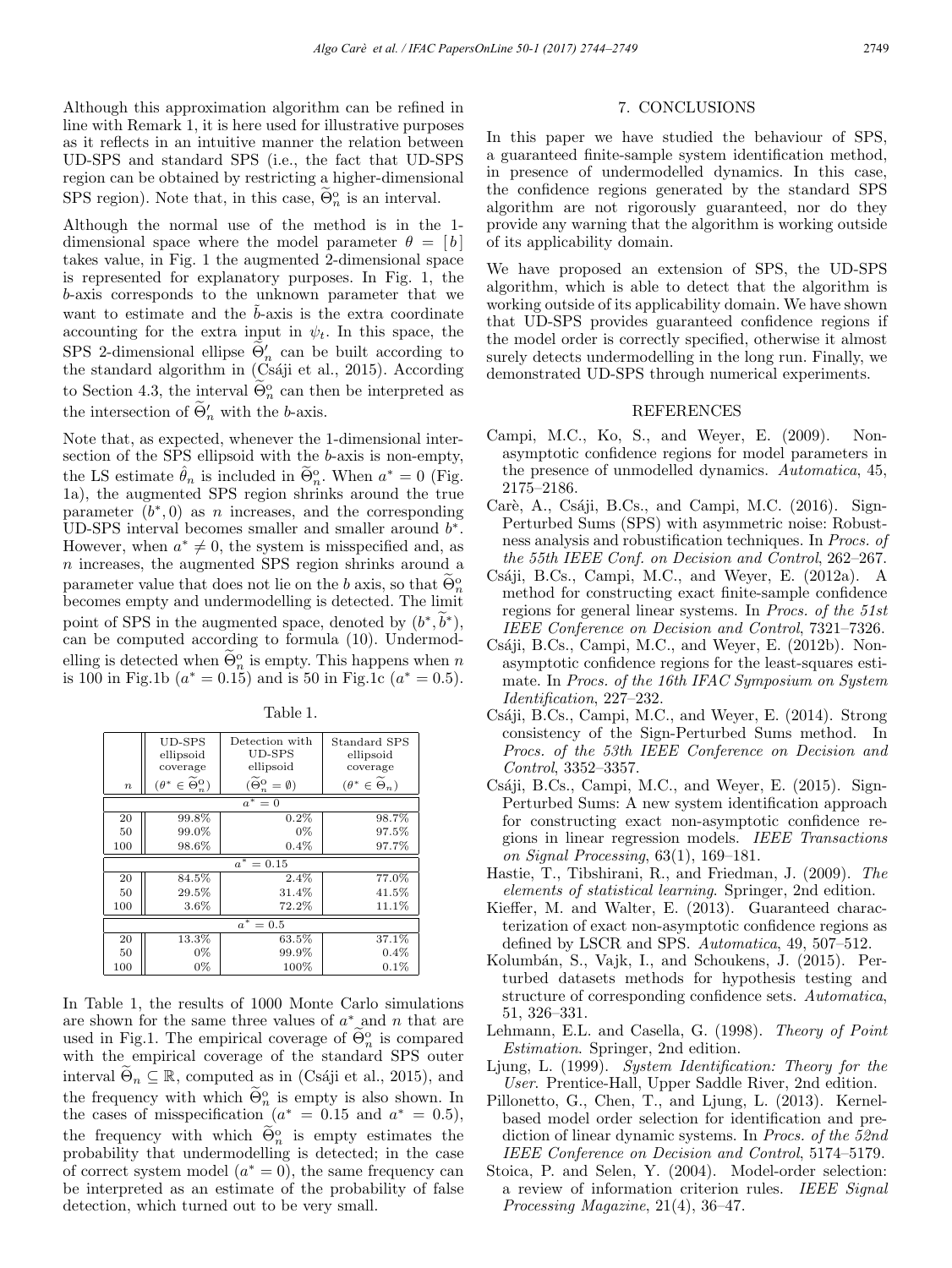Although this approximation algorithm can be refined in line with Remark 1, it is here used for illustrative purposes as it reflects in an intuitive manner the relation between UD-SPS and standard SPS (i.e., the fact that UD-SPS region can be obtained by restricting a higher-dimensional SPS region). Note that, in this case, $\widetilde{\Theta}_n^{\mathrm{o}}$ is an interval.

Although the normal use of the method is in the 1-dimensional space where the model parameter $\theta = [\,b\,]$ takes value, in Fig. 1 the augmented 2-dimensional space is represented for explanatory purposes. In Fig. 1, the $b$-axis corresponds to the unknown parameter that we want to estimate and the $\tilde{b}$-axis is the extra coordinate accounting for the extra input in $\psi_t$. In this space, the SPS 2-dimensional ellipse $\widetilde{\Theta}_n'$ can be built according to the standard algorithm in (Csáji et al., 2015). According to Section 4.3, the interval $\widetilde{\Theta}_n^{\mathrm{o}}$ can then be interpreted as the intersection of $\widetilde{\Theta}_n'$ with the $b$-axis.

Note that, as expected, whenever the 1-dimensional intersection of the SPS ellipsoid with the $b$-axis is non-empty, the LS estimate $\hat{\theta}_n$ is included in $\widetilde{\Theta}_n^{\mathrm{o}}$. When $a^* = 0$ (Fig. 1a), the augmented SPS region shrinks around the true parameter $(b^*, 0)$ as $n$ increases, and the corresponding UD-SPS interval becomes smaller and smaller around $b^*$. However, when $a^* \neq 0$, the system is misspecified and, as $n$ increases, the augmented SPS region shrinks around a parameter value that does not lie on the $b$ axis, so that $\widetilde{\Theta}_n^{\mathrm{o}}$ becomes empty and undermodelling is detected. The limit point of SPS in the augmented space, denoted by $(b^*, \tilde{b}^*)$, can be computed according to formula (10). Undermodelling is detected when $\widetilde{\Theta}_n^{\mathrm{o}}$ is empty. This happens when $n$ is 100 in Fig.1b ($a^* = 0.15$) and is 50 in Fig.1c ($a^* = 0.5$).

Table 1.

| $n$ | UD-SPS ellipsoid coverage ($\theta^* \in \widetilde{\Theta}_n^{\mathrm{o}}$) | Detection with UD-SPS ellipsoid ($\widetilde{\Theta}_n^{\mathrm{o}} = \emptyset$) | Standard SPS ellipsoid coverage ($\theta^* \in \widetilde{\Theta}_n$) |
|---|---|---|---|
| | $a^* = 0$ | | |
| 20 | 99.8% | 0.2% | 98.7% |
| 50 | 99.0% | 0% | 97.5% |
| 100 | 98.6% | 0.4% | 97.7% |
| | $a^* = 0.15$ | | |
| 20 | 84.5% | 2.4% | 77.0% |
| 50 | 29.5% | 31.4% | 41.5% |
| 100 | 3.6% | 72.2% | 11.1% |
| | $a^* = 0.5$ | | |
| 20 | 13.3% | 63.5% | 37.1% |
| 50 | 0% | 99.9% | 0.4% |
| 100 | 0% | 100% | 0.1% |

In Table 1, the results of 1000 Monte Carlo simulations are shown for the same three values of $a^*$ and $n$ that are used in Fig.1. The empirical coverage of $\widetilde{\Theta}_n^{\mathrm{o}}$ is compared with the empirical coverage of the standard SPS outer interval $\widetilde{\Theta}_n \subseteq \mathbb{R}$, computed as in (Csáji et al., 2015), and the frequency with which $\widetilde{\Theta}_n^{\mathrm{o}}$ is empty is also shown. In the cases of misspecification ($a^* = 0.15$ and $a^* = 0.5$), the frequency with which $\widetilde{\Theta}_n^{\mathrm{o}}$ is empty estimates the probability that undermodelling is detected; in the case of correct system model ($a^* = 0$), the same frequency can be interpreted as an estimate of the probability of false detection, which turned out to be very small.

## 7. CONCLUSIONS

In this paper we have studied the behaviour of SPS, a guaranteed finite-sample system identification method, in presence of undermodelled dynamics. In this case, the confidence regions generated by the standard SPS algorithm are not rigorously guaranteed, nor do they provide any warning that the algorithm is working outside of its applicability domain.

We have proposed an extension of SPS, the UD-SPS algorithm, which is able to detect that the algorithm is working outside of its applicability domain. We have shown that UD-SPS provides guaranteed confidence regions if the model order is correctly specified, otherwise it almost surely detects undermodelling in the long run. Finally, we demonstrated UD-SPS through numerical experiments.

## REFERENCES

Campi, M.C., Ko, S., and Weyer, E. (2009). Non-asymptotic confidence regions for model parameters in the presence of unmodelled dynamics. *Automatica*, 45, 2175–2186.

Carè, A., Csáji, B.Cs., and Campi, M.C. (2016). Sign-Perturbed Sums (SPS) with asymmetric noise: Robustness analysis and robustification techniques. In *Procs. of the 55th IEEE Conf. on Decision and Control*, 262–267.

Csáji, B.Cs., Campi, M.C., and Weyer, E. (2012a). A method for constructing exact finite-sample confidence regions for general linear systems. In *Procs. of the 51st IEEE Conference on Decision and Control*, 7321–7326.

Csáji, B.Cs., Campi, M.C., and Weyer, E. (2012b). Non-asymptotic confidence regions for the least-squares estimate. In *Procs. of the 16th IFAC Symposium on System Identification*, 227–232.

Csáji, B.Cs., Campi, M.C., and Weyer, E. (2014). Strong consistency of the Sign-Perturbed Sums method. In *Procs. of the 53th IEEE Conference on Decision and Control*, 3352–3357.

Csáji, B.Cs., Campi, M.C., and Weyer, E. (2015). Sign-Perturbed Sums: A new system identification approach for constructing exact non-asymptotic confidence regions in linear regression models. *IEEE Transactions on Signal Processing*, 63(1), 169–181.

Hastie, T., Tibshirani, R., and Friedman, J. (2009). *The elements of statistical learning*. Springer, 2nd edition.

Kieffer, M. and Walter, E. (2013). Guaranteed characterization of exact non-asymptotic confidence regions as defined by LSCR and SPS. *Automatica*, 49, 507–512.

Kolumbán, S., Vajk, I., and Schoukens, J. (2015). Perturbed datasets methods for hypothesis testing and structure of corresponding confidence sets. *Automatica*, 51, 326–331.

Lehmann, E.L. and Casella, G. (1998). *Theory of Point Estimation*. Springer, 2nd edition.

Ljung, L. (1999). *System Identification: Theory for the User*. Prentice-Hall, Upper Saddle River, 2nd edition.

Pillonetto, G., Chen, T., and Ljung, L. (2013). Kernel-based model order selection for identification and prediction of linear dynamic systems. In *Procs. of the 52nd IEEE Conference on Decision and Control*, 5174–5179.

Stoica, P. and Selen, Y. (2004). Model-order selection: a review of information criterion rules. *IEEE Signal Processing Magazine*, 21(4), 36–47.